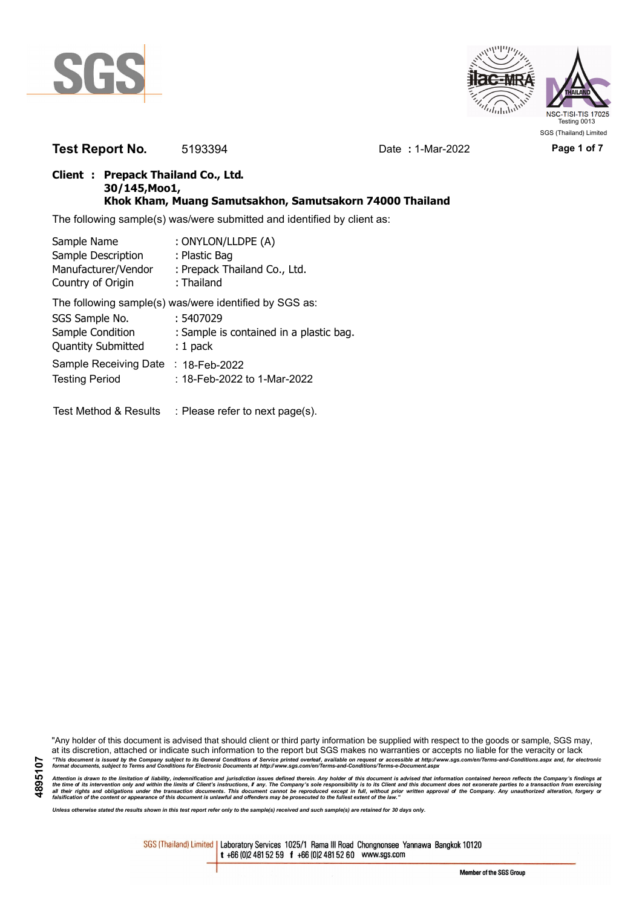SGS (Thailand) Limited

**Test Report No.** 5193394 Date : 1-Mar-2022

**Client : Prepack Thailand Co., Ltd.**
**30/145,Moo1,**
**Khok Kham, Muang Samutsakhon, Samutsakorn 74000 Thailand**

The following sample(s) was/were submitted and identified by client as:

Sample Name : ONYLON/LLDPE (A)
Sample Description : Plastic Bag
Manufacturer/Vendor : Prepack Thailand Co., Ltd.
Country of Origin : Thailand

The following sample(s) was/were identified by SGS as:

SGS Sample No. : 5407029
Sample Condition : Sample is contained in a plastic bag.
Quantity Submitted : 1 pack

Sample Receiving Date : 18-Feb-2022
Testing Period : 18-Feb-2022 to 1-Mar-2022

Test Method & Results : Please refer to next page(s).

"Any holder of this document is advised that should client or third party information be supplied with respect to the goods or sample, SGS may, at its discretion, attached or indicate such information to the report but SGS makes no warranties or accepts no liable for the veracity or lack

*"This document is issued by the Company subject to its General Conditions of Service printed overleaf, available on request or accessible at http://www.sgs.com/en/Terms-and-Conditions.aspx and, for electronic format documents, subject to Terms and Conditions for Electronic Documents at http://www.sgs.com/en/Terms-and-Conditions/Terms-e-Document.aspx*

*Attention is drawn to the limitation of liability, indemnification and jurisdiction issues defined therein. Any holder of this document is advised that information contained hereon reflects the Company's findings at the time of its intervention only and within the limits of Client's instructions, if any. The Company's sole responsibility is to its Client and this document does not exonerate parties to a transaction from exercising all their rights and obligations under the transaction documents. This document cannot be reproduced except in full, without prior written approval of the Company. Any unauthorized alteration, forgery or falsification of the content or appearance of this document is unlawful and offenders may be prosecuted to the fullest extent of the law."*

*Unless otherwise stated the results shown in this test report refer only to the sample(s) received and such sample(s) are retained for 30 days only.*

4895107

SGS (Thailand) Limited | Laboratory Services 1025/1 Rama III Road Chongnonsee Yannawa Bangkok 10120
t +66 (0)2 481 52 59 f +66 (0)2 481 52 60 www.sgs.com

Member of the SGS Group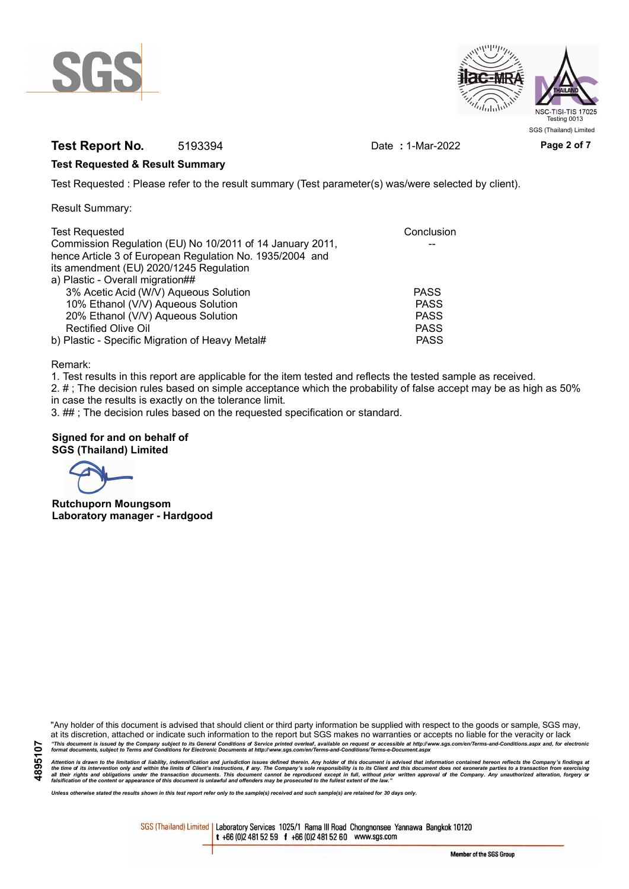**Test Report No.** 5193394 Date **:** 1-Mar-2022

**Test Requested & Result Summary**

Test Requested : Please refer to the result summary (Test parameter(s) was/were selected by client).

Result Summary:

| Test Requested | Conclusion |
|---|---|
| Commission Regulation (EU) No 10/2011 of 14 January 2011, hence Article 3 of European Regulation No. 1935/2004 and its amendment (EU) 2020/1245 Regulation | -- |
| a) Plastic - Overall migration## | |
| 3% Acetic Acid (W/V) Aqueous Solution | PASS |
| 10% Ethanol (V/V) Aqueous Solution | PASS |
| 20% Ethanol (V/V) Aqueous Solution | PASS |
| Rectified Olive Oil | PASS |
| b) Plastic - Specific Migration of Heavy Metal# | PASS |

Remark:

1. Test results in this report are applicable for the item tested and reflects the tested sample as received.
2. # ; The decision rules based on simple acceptance which the probability of false accept may be as high as 50% in case the results is exactly on the tolerance limit.
3. ## ; The decision rules based on the requested specification or standard.

**Signed for and on behalf of**
**SGS (Thailand) Limited**

**Rutchuporn Moungsom**
**Laboratory manager - Hardgood**

"Any holder of this document is advised that should client or third party information be supplied with respect to the goods or sample, SGS may, at its discretion, attached or indicate such information to the report but SGS makes no warranties or accepts no liable for the veracity or lack

*"This document is issued by the Company subject to its General Conditions of Service printed overleaf, available on request or accessible at http://www.sgs.com/en/Terms-and-Conditions.aspx and, for electronic format documents, subject to Terms and Conditions for Electronic Documents at http://www.sgs.com/en/Terms-and-Conditions/Terms-e-Document.aspx*

*Attention is drawn to the limitation of liability, indemnification and jurisdiction issues defined therein. Any holder of this document is advised that information contained hereon reflects the Company's findings at the time of its intervention only and within the limits of Client's instructions, if any. The Company's sole responsibility is to its Client and this document does not exonerate parties to a transaction from exercising all their rights and obligations under the transaction documents. This document cannot be reproduced except in full, without prior written approval of the Company. Any unauthorized alteration, forgery or falsification of the content or appearance of this document is unlawful and offenders may be prosecuted to the fullest extent of the law."*

*Unless otherwise stated the results shown in this test report refer only to the sample(s) received and such sample(s) are retained for 30 days only.*

SGS (Thailand) Limited | Laboratory Services 1025/1 Rama III Road Chongnonsee Yannawa Bangkok 10120
t +66 (0)2 481 52 59 f +66 (0)2 481 52 60 www.sgs.com

Member of the SGS Group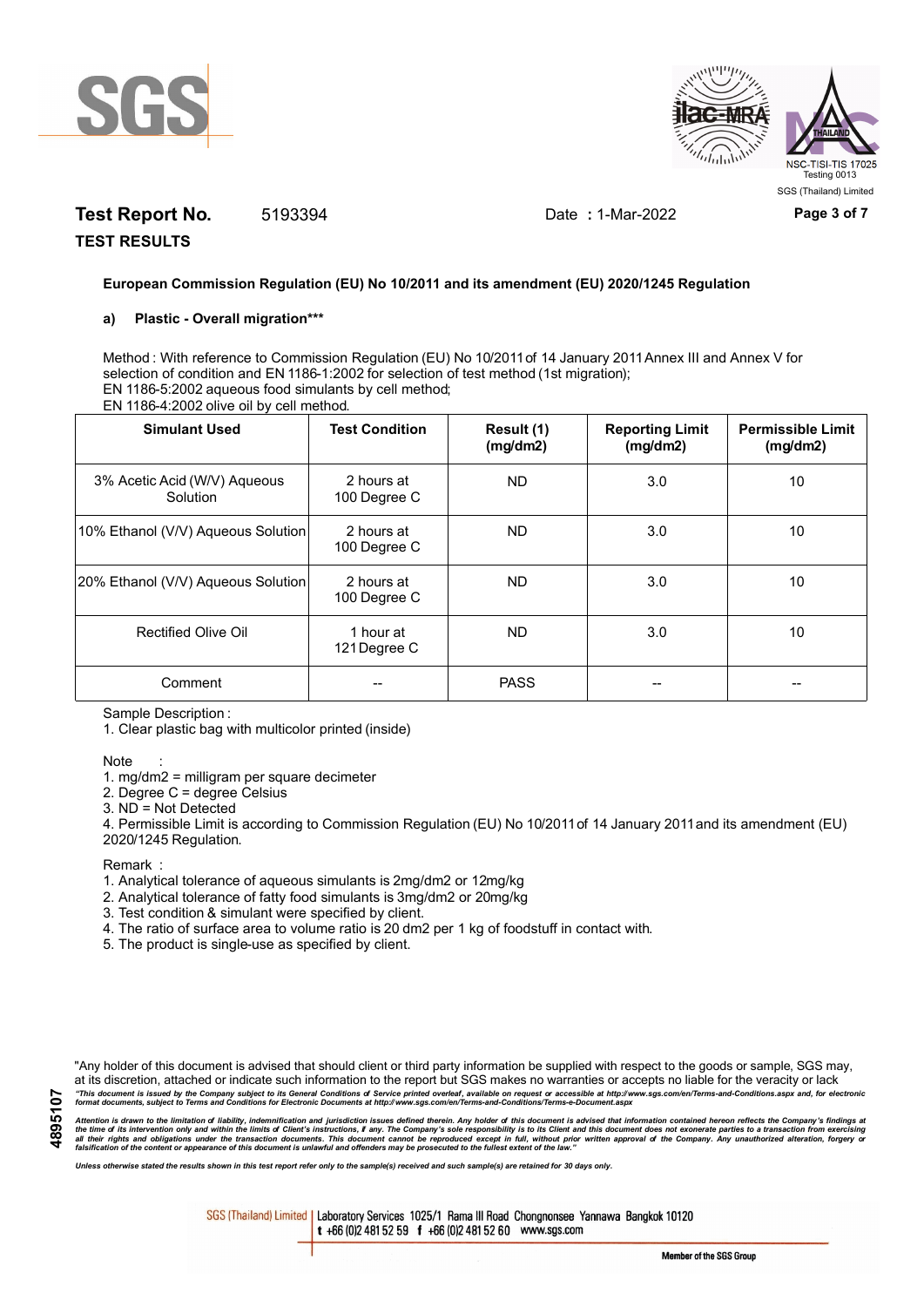**Test Report No.** 5193394 Date **:** 1-Mar-2022

**TEST RESULTS**

**European Commission Regulation (EU) No 10/2011 and its amendment (EU) 2020/1245 Regulation**

**a) Plastic - Overall migration*****

Method : With reference to Commission Regulation (EU) No 10/2011 of 14 January 2011 Annex III and Annex V for selection of condition and EN 1186-1:2002 for selection of test method (1st migration);
EN 1186-5:2002 aqueous food simulants by cell method;
EN 1186-4:2002 olive oil by cell method.

| Simulant Used | Test Condition | Result (1) (mg/dm2) | Reporting Limit (mg/dm2) | Permissible Limit (mg/dm2) |
|---|---|---|---|---|
| 3% Acetic Acid (W/V) Aqueous Solution | 2 hours at 100 Degree C | ND | 3.0 | 10 |
| 10% Ethanol (V/V) Aqueous Solution | 2 hours at 100 Degree C | ND | 3.0 | 10 |
| 20% Ethanol (V/V) Aqueous Solution | 2 hours at 100 Degree C | ND | 3.0 | 10 |
| Rectified Olive Oil | 1 hour at 121 Degree C | ND | 3.0 | 10 |
| Comment | -- | PASS | -- | -- |

Sample Description :

1. Clear plastic bag with multicolor printed (inside)

Note :

1. mg/dm2 = milligram per square decimeter
2. Degree C = degree Celsius
3. ND = Not Detected
4. Permissible Limit is according to Commission Regulation (EU) No 10/2011 of 14 January 2011 and its amendment (EU) 2020/1245 Regulation.

Remark :

1. Analytical tolerance of aqueous simulants is 2mg/dm2 or 12mg/kg
2. Analytical tolerance of fatty food simulants is 3mg/dm2 or 20mg/kg
3. Test condition & simulant were specified by client.
4. The ratio of surface area to volume ratio is 20 dm2 per 1 kg of foodstuff in contact with.
5. The product is single-use as specified by client.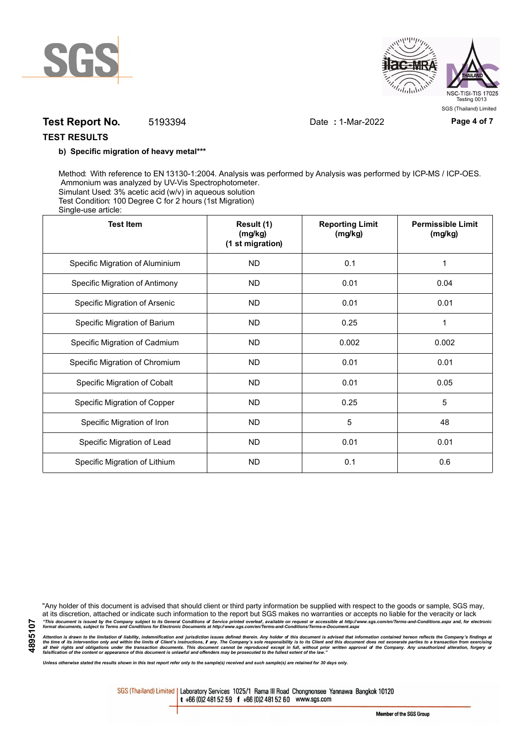**Test Report No.** 5193394 Date **:** 1-Mar-2022

**TEST RESULTS**

**b) Specific migration of heavy metal*****

Method: With reference to EN 13130-1:2004. Analysis was performed by Analysis was performed by ICP-MS / ICP-OES. Ammonium was analyzed by UV-Vis Spectrophotometer.
Simulant Used: 3% acetic acid (w/v) in aqueous solution
Test Condition: 100 Degree C for 2 hours (1st Migration)
Single-use article:

| Test Item | Result (1) (mg/kg) (1 st migration) | Reporting Limit (mg/kg) | Permissible Limit (mg/kg) |
|---|---|---|---|
| Specific Migration of Aluminium | ND | 0.1 | 1 |
| Specific Migration of Antimony | ND | 0.01 | 0.04 |
| Specific Migration of Arsenic | ND | 0.01 | 0.01 |
| Specific Migration of Barium | ND | 0.25 | 1 |
| Specific Migration of Cadmium | ND | 0.002 | 0.002 |
| Specific Migration of Chromium | ND | 0.01 | 0.01 |
| Specific Migration of Cobalt | ND | 0.01 | 0.05 |
| Specific Migration of Copper | ND | 0.25 | 5 |
| Specific Migration of Iron | ND | 5 | 48 |
| Specific Migration of Lead | ND | 0.01 | 0.01 |
| Specific Migration of Lithium | ND | 0.1 | 0.6 |

"Any holder of this document is advised that should client or third party information be supplied with respect to the goods or sample, SGS may, at its discretion, attached or indicate such information to the report but SGS makes no warranties or accepts no liable for the veracity or lack

*"This document is issued by the Company subject to its General Conditions of Service printed overleaf, available on request or accessible at http://www.sgs.com/en/Terms-and-Conditions.aspx and, for electronic format documents, subject to Terms and Conditions for Electronic Documents at http://www.sgs.com/en/Terms-and-Conditions/Terms-e-Document.aspx*

*Attention is drawn to the limitation of liability, indemnification and jurisdiction issues defined therein. Any holder of this document is advised that information contained hereon reflects the Company's findings at the time of its intervention only and within the limits of Client's instructions, if any. The Company's sole responsibility is to its Client and this document does not exonerate parties to a transaction from exercising all their rights and obligations under the transaction documents. This document cannot be reproduced except in full, without prior written approval of the Company. Any unauthorized alteration, forgery or falsification of the content or appearance of this document is unlawful and offenders may be prosecuted to the fullest extent of the law."*

*Unless otherwise stated the results shown in this test report refer only to the sample(s) received and such sample(s) are retained for 30 days only.*

SGS (Thailand) Limited | Laboratory Services 1025/1 Rama III Road Chongnonsee Yannawa Bangkok 10120
t +66 (0)2 481 52 59 f +66 (0)2 481 52 60 www.sgs.com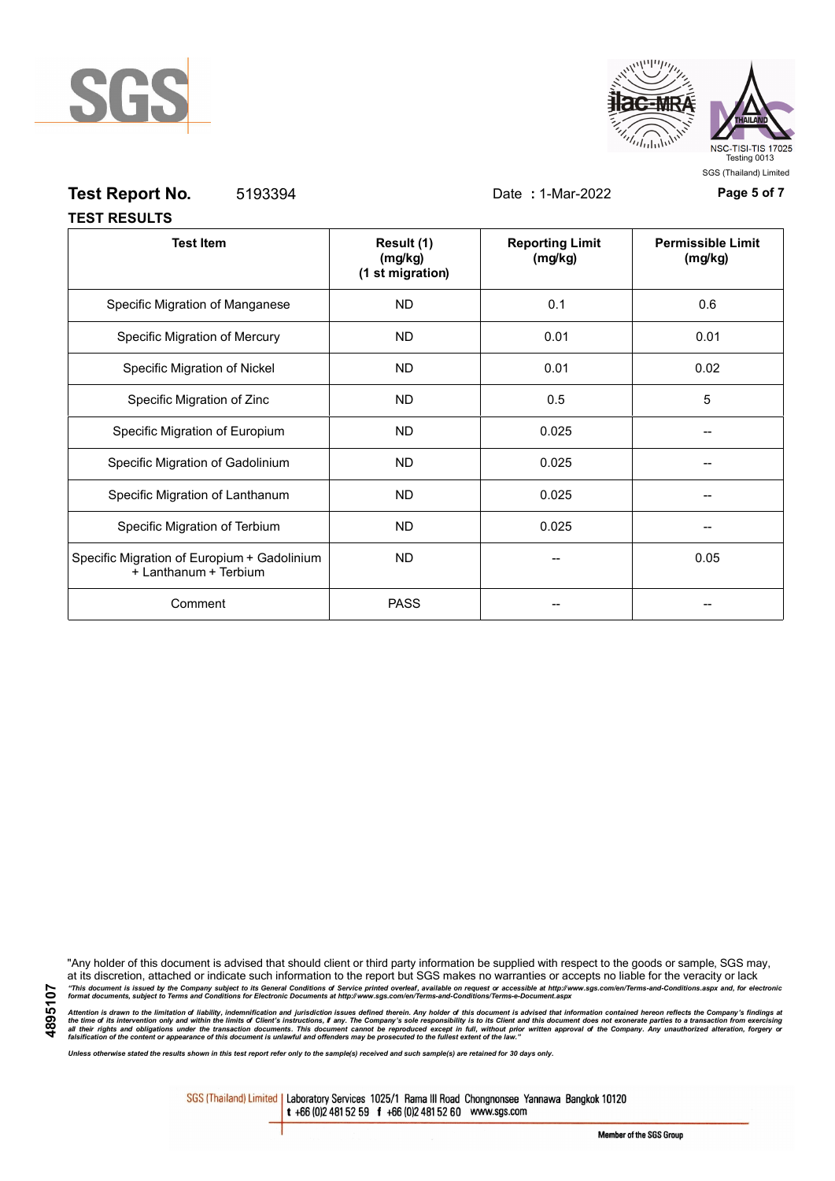**Test Report No.** 5193394 Date **:** 1-Mar-2022

**TEST RESULTS**

| Test Item | Result (1) (mg/kg) (1 st migration) | Reporting Limit (mg/kg) | Permissible Limit (mg/kg) |
|---|---|---|---|
| Specific Migration of Manganese | ND | 0.1 | 0.6 |
| Specific Migration of Mercury | ND | 0.01 | 0.01 |
| Specific Migration of Nickel | ND | 0.01 | 0.02 |
| Specific Migration of Zinc | ND | 0.5 | 5 |
| Specific Migration of Europium | ND | 0.025 | -- |
| Specific Migration of Gadolinium | ND | 0.025 | -- |
| Specific Migration of Lanthanum | ND | 0.025 | -- |
| Specific Migration of Terbium | ND | 0.025 | -- |
| Specific Migration of Europium + Gadolinium + Lanthanum + Terbium | ND | -- | 0.05 |
| Comment | PASS | -- | -- |

"Any holder of this document is advised that should client or third party information be supplied with respect to the goods or sample, SGS may, at its discretion, attached or indicate such information to the report but SGS makes no warranties or accepts no liable for the veracity or lack

*"This document is issued by the Company subject to its General Conditions of Service printed overleaf, available on request or accessible at http://www.sgs.com/en/Terms-and-Conditions.aspx and, for electronic format documents, subject to Terms and Conditions for Electronic Documents at http://www.sgs.com/en/Terms-and-Conditions/Terms-e-Document.aspx*

*Attention is drawn to the limitation of liability, indemnification and jurisdiction issues defined therein. Any holder of this document is advised that information contained hereon reflects the Company's findings at the time of its intervention only and within the limits of Client's instructions, if any. The Company's sole responsibility is to its Client and this document does not exonerate parties to a transaction from exercising all their rights and obligations under the transaction documents. This document cannot be reproduced except in full, without prior written approval of the Company. Any unauthorized alteration, forgery or falsification of the content or appearance of this document is unlawful and offenders may be prosecuted to the fullest extent of the law."*

*Unless otherwise stated the results shown in this test report refer only to the sample(s) received and such sample(s) are retained for 30 days only.*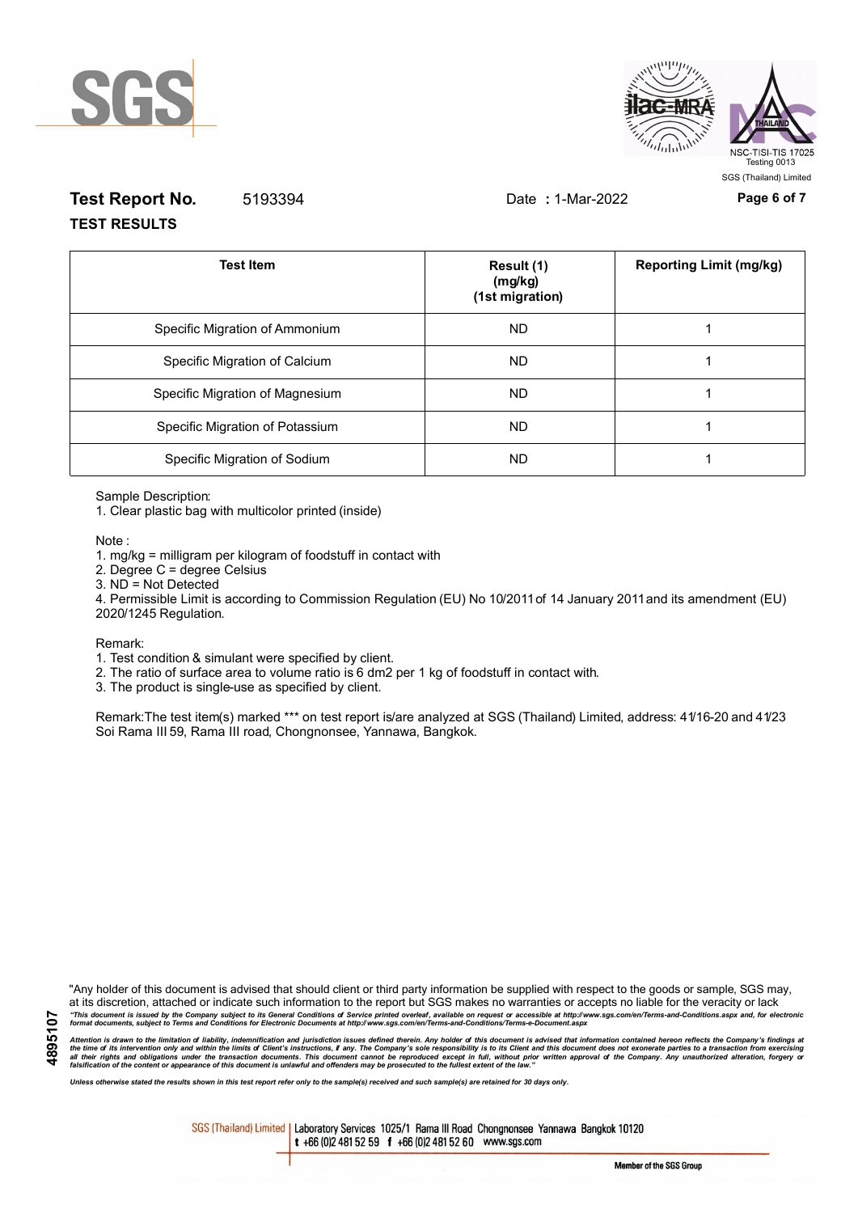**Test Report No.** 5193394 Date **:** 1-Mar-2022

**TEST RESULTS**

| Test Item | Result (1) (mg/kg) (1st migration) | Reporting Limit (mg/kg) |
|---|---|---|
| Specific Migration of Ammonium | ND | 1 |
| Specific Migration of Calcium | ND | 1 |
| Specific Migration of Magnesium | ND | 1 |
| Specific Migration of Potassium | ND | 1 |
| Specific Migration of Sodium | ND | 1 |

Sample Description:

1. Clear plastic bag with multicolor printed (inside)

Note :

1. mg/kg = milligram per kilogram of foodstuff in contact with
2. Degree C = degree Celsius
3. ND = Not Detected
4. Permissible Limit is according to Commission Regulation (EU) No 10/2011 of 14 January 2011 and its amendment (EU) 2020/1245 Regulation.

Remark:

1. Test condition & simulant were specified by client.
2. The ratio of surface area to volume ratio is 6 dm2 per 1 kg of foodstuff in contact with.
3. The product is single-use as specified by client.

Remark:The test item(s) marked *** on test report is/are analyzed at SGS (Thailand) Limited, address: 41/16-20 and 41/23 Soi Rama III 59, Rama III road, Chongnonsee, Yannawa, Bangkok.

"Any holder of this document is advised that should client or third party information be supplied with respect to the goods or sample, SGS may, at its discretion, attached or indicate such information to the report but SGS makes no warranties or accepts no liable for the veracity or lack

*"This document is issued by the Company subject to its General Conditions of Service printed overleaf, available on request or accessible at http://www.sgs.com/en/Terms-and-Conditions.aspx and, for electronic format documents, subject to Terms and Conditions for Electronic Documents at http://www.sgs.com/en/Terms-and-Conditions/Terms-e-Document.aspx*

*Attention is drawn to the limitation of liability, indemnification and jurisdiction issues defined therein. Any holder of this document is advised that information contained hereon reflects the Company's findings at the time of its intervention only and within the limits of Client's instructions, if any. The Company's sole responsibility is to its Client and this document does not exonerate parties to a transaction from exercising all their rights and obligations under the transaction documents. This document cannot be reproduced except in full, without prior written approval of the Company. Any unauthorized alteration, forgery or falsification of the content or appearance of this document is unlawful and offenders may be prosecuted to the fullest extent of the law."*

*Unless otherwise stated the results shown in this test report refer only to the sample(s) received and such sample(s) are retained for 30 days only.*

SGS (Thailand) Limited | Laboratory Services 1025/1 Rama III Road Chongnonsee Yannawa Bangkok 10120 t +66 (0)2 481 52 59 f +66 (0)2 481 52 60 www.sgs.com

Member of the SGS Group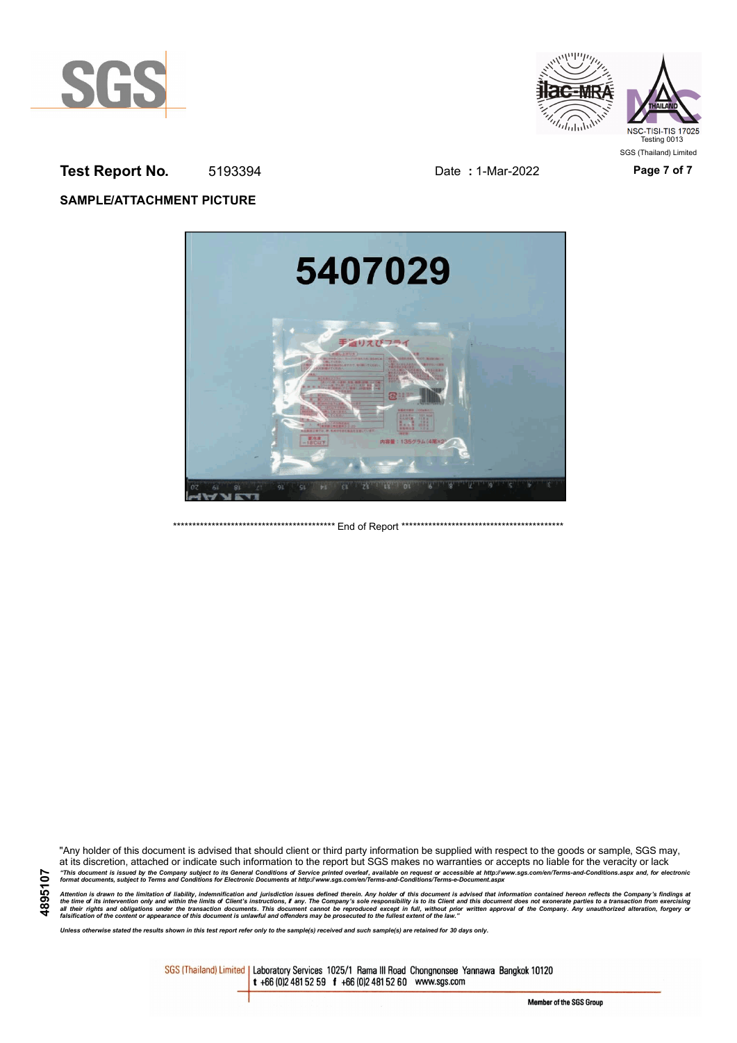**Test Report No.** 5193394 Date **:** 1-Mar-2022

**SAMPLE/ATTACHMENT PICTURE**

5407029

******************************************** End of Report ********************************************

"Any holder of this document is advised that should client or third party information be supplied with respect to the goods or sample, SGS may, at its discretion, attached or indicate such information to the report but SGS makes no warranties or accepts no liable for the veracity or lack

*"This document is issued by the Company subject to its General Conditions of Service printed overleaf, available on request or accessible at http://www.sgs.com/en/Terms-and-Conditions.aspx and, for electronic format documents, subject to Terms and Conditions for Electronic Documents at http://www.sgs.com/en/Terms-and-Conditions/Terms-e-Document.aspx*

*Attention is drawn to the limitation of liability, indemnification and jurisdiction issues defined therein. Any holder of this document is advised that information contained hereon reflects the Company's findings at the time of its intervention only and within the limits of Client's instructions, if any. The Company's sole responsibility is to its Client and this document does not exonerate parties to a transaction from exercising all their rights and obligations under the transaction documents. This document cannot be reproduced except in full, without prior written approval of the Company. Any unauthorized alteration, forgery or falsification of the content or appearance of this document is unlawful and offenders may be prosecuted to the fullest extent of the law."*

*Unless otherwise stated the results shown in this test report refer only to the sample(s) received and such sample(s) are retained for 30 days only.*

SGS (Thailand) Limited | Laboratory Services 1025/1 Rama III Road Chongnonsee Yannawa Bangkok 10120
t +66 (0)2 481 52 59 f +66 (0)2 481 52 60 www.sgs.com

Member of the SGS Group